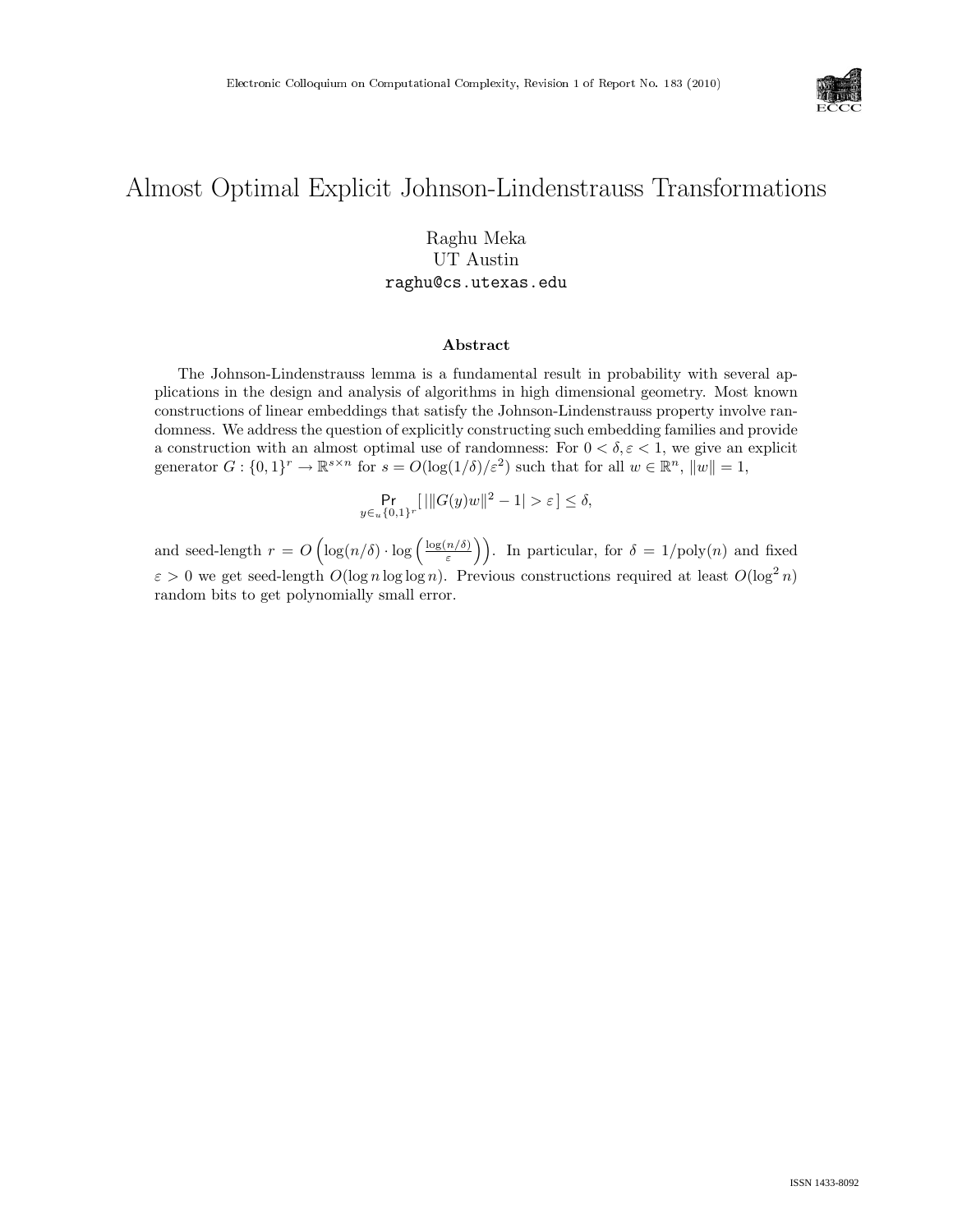# Almost Optimal Explicit Johnson-Lindenstrauss Transformations

Raghu Meka
UT Austin
raghu@cs.utexas.edu

### Abstract

The Johnson-Lindenstrauss lemma is a fundamental result in probability with several applications in the design and analysis of algorithms in high dimensional geometry. Most known constructions of linear embeddings that satisfy the Johnson-Lindenstrauss property involve randomness. We address the question of explicitly constructing such embedding families and provide a construction with an almost optimal use of randomness: For $0 < \delta, \varepsilon < 1$, we give an explicit generator $G : \{0,1\}^r \rightarrow \mathbb{R}^{s \times n}$ for $s = O(\log(1/\delta)/\varepsilon^2)$ such that for all $w \in \mathbb{R}^n$, $\|w\| = 1$,

$$\Pr_{y \in_u \{0,1\}^r} [\, |\|G(y)w\|^2 - 1| > \varepsilon \,] \leq \delta,$$

and seed-length $r = O\left(\log(n/\delta) \cdot \log\left(\frac{\log(n/\delta)}{\varepsilon}\right)\right)$. In particular, for $\delta = 1/\text{poly}(n)$ and fixed $\varepsilon > 0$ we get seed-length $O(\log n \log \log n)$. Previous constructions required at least $O(\log^2 n)$ random bits to get polynomially small error.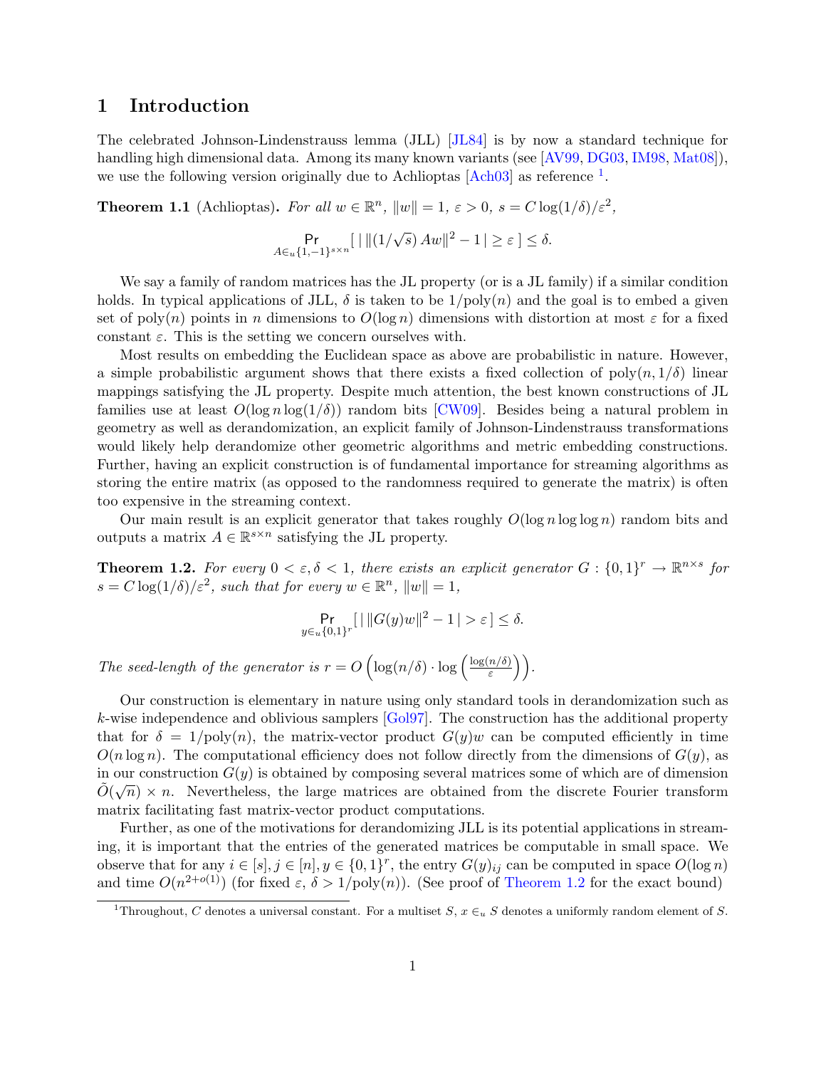## 1 Introduction

The celebrated Johnson-Lindenstrauss lemma (JLL) [JL84] is by now a standard technique for handling high dimensional data. Among its many known variants (see [AV99, DG03, IM98, Mat08]), we use the following version originally due to Achlioptas [Ach03] as reference [1].

**Theorem 1.1** (Achlioptas)**.** *For all $w \in \mathbb{R}^n$, $\|w\| = 1$, $\varepsilon > 0$, $s = C\log(1/\delta)/\varepsilon^2$,*

$$\Pr_{A \in_u \{1,-1\}^{s \times n}} [\, |\, \|(1/\sqrt{s})\, Aw\|^2 - 1\,| \geq \varepsilon\,] \leq \delta.$$

We say a family of random matrices has the JL property (or is a JL family) if a similar condition holds. In typical applications of JLL, $\delta$ is taken to be $1/\mathrm{poly}(n)$ and the goal is to embed a given set of $\mathrm{poly}(n)$ points in $n$ dimensions to $O(\log n)$ dimensions with distortion at most $\varepsilon$ for a fixed constant $\varepsilon$. This is the setting we concern ourselves with.

Most results on embedding the Euclidean space as above are probabilistic in nature. However, a simple probabilistic argument shows that there exists a fixed collection of $\mathrm{poly}(n, 1/\delta)$ linear mappings satisfying the JL property. Despite much attention, the best known constructions of JL families use at least $O(\log n \log(1/\delta))$ random bits [CW09]. Besides being a natural problem in geometry as well as derandomization, an explicit family of Johnson-Lindenstrauss transformations would likely help derandomize other geometric algorithms and metric embedding constructions. Further, having an explicit construction is of fundamental importance for streaming algorithms as storing the entire matrix (as opposed to the randomness required to generate the matrix) is often too expensive in the streaming context.

Our main result is an explicit generator that takes roughly $O(\log n \log\log n)$ random bits and outputs a matrix $A \in \mathbb{R}^{s \times n}$ satisfying the JL property.

**Theorem 1.2.** *For every $0 < \varepsilon, \delta < 1$, there exists an explicit generator $G : \{0,1\}^r \to \mathbb{R}^{n \times s}$ for $s = C\log(1/\delta)/\varepsilon^2$, such that for every $w \in \mathbb{R}^n$, $\|w\| = 1$,*

$$\Pr_{y \in_u \{0,1\}^r} [\, |\, \|G(y)w\|^2 - 1\,| > \varepsilon\,] \leq \delta.$$

*The seed-length of the generator is $r = O\left(\log(n/\delta) \cdot \log\left(\frac{\log(n/\delta)}{\varepsilon}\right)\right)$.*

Our construction is elementary in nature using only standard tools in derandomization such as $k$-wise independence and oblivious samplers [Gol97]. The construction has the additional property that for $\delta = 1/\mathrm{poly}(n)$, the matrix-vector product $G(y)w$ can be computed efficiently in time $O(n \log n)$. The computational efficiency does not follow directly from the dimensions of $G(y)$, as in our construction $G(y)$ is obtained by composing several matrices some of which are of dimension $\tilde{O}(\sqrt{n}) \times n$. Nevertheless, the large matrices are obtained from the discrete Fourier transform matrix facilitating fast matrix-vector product computations.

Further, as one of the motivations for derandomizing JLL is its potential applications in streaming, it is important that the entries of the generated matrices be computable in small space. We observe that for any $i \in [s], j \in [n], y \in \{0,1\}^r$, the entry $G(y)_{ij}$ can be computed in space $O(\log n)$ and time $O(n^{2+o(1)})$ (for fixed $\varepsilon$, $\delta > 1/\mathrm{poly}(n)$). (See proof of Theorem 1.2 for the exact bound)

[1] Throughout, $C$ denotes a universal constant. For a multiset $S$, $x \in_u S$ denotes a uniformly random element of $S$.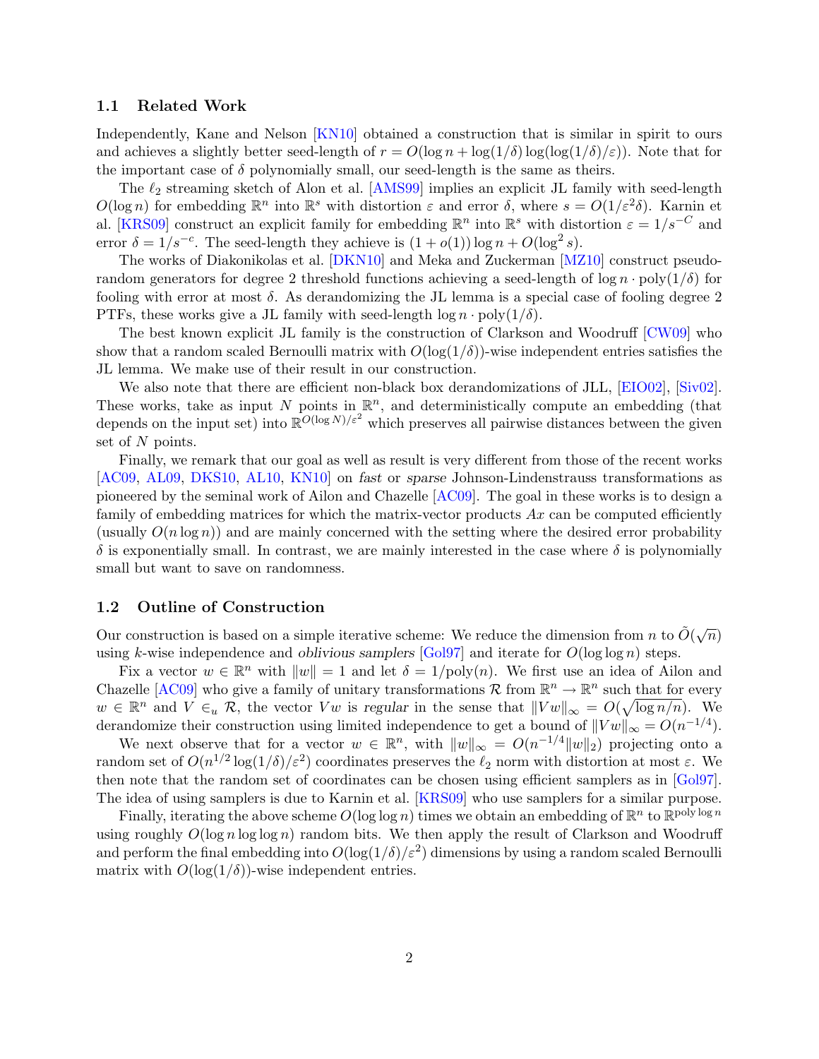### 1.1 Related Work

Independently, Kane and Nelson [KN10] obtained a construction that is similar in spirit to ours and achieves a slightly better seed-length of $r = O(\log n + \log(1/\delta)\log(\log(1/\delta)/\varepsilon))$. Note that for the important case of $\delta$ polynomially small, our seed-length is the same as theirs.

The $\ell_2$ streaming sketch of Alon et al. [AMS99] implies an explicit JL family with seed-length $O(\log n)$ for embedding $\mathbb{R}^n$ into $\mathbb{R}^s$ with distortion $\varepsilon$ and error $\delta$, where $s = O(1/\varepsilon^2\delta)$. Karnin et al. [KRS09] construct an explicit family for embedding $\mathbb{R}^n$ into $\mathbb{R}^s$ with distortion $\varepsilon = 1/s^{-C}$ and error $\delta = 1/s^{-c}$. The seed-length they achieve is $(1+o(1))\log n + O(\log^2 s)$.

The works of Diakonikolas et al. [DKN10] and Meka and Zuckerman [MZ10] construct pseudo-random generators for degree 2 threshold functions achieving a seed-length of $\log n \cdot \mathrm{poly}(1/\delta)$ for fooling with error at most $\delta$. As derandomizing the JL lemma is a special case of fooling degree 2 PTFs, these works give a JL family with seed-length $\log n \cdot \mathrm{poly}(1/\delta)$.

The best known explicit JL family is the construction of Clarkson and Woodruff [CW09] who show that a random scaled Bernoulli matrix with $O(\log(1/\delta))$-wise independent entries satisfies the JL lemma. We make use of their result in our construction.

We also note that there are efficient non-black box derandomizations of JLL, [EIO02], [Siv02]. These works, take as input $N$ points in $\mathbb{R}^n$, and deterministically compute an embedding (that depends on the input set) into $\mathbb{R}^{O(\log N)/\varepsilon^2}$ which preserves all pairwise distances between the given set of $N$ points.

Finally, we remark that our goal as well as result is very different from those of the recent works [AC09, AL09, DKS10, AL10, KN10] on *fast* or *sparse* Johnson-Lindenstrauss transformations as pioneered by the seminal work of Ailon and Chazelle [AC09]. The goal in these works is to design a family of embedding matrices for which the matrix-vector products $Ax$ can be computed efficiently (usually $O(n\log n)$) and are mainly concerned with the setting where the desired error probability $\delta$ is exponentially small. In contrast, we are mainly interested in the case where $\delta$ is polynomially small but want to save on randomness.

### 1.2 Outline of Construction

Our construction is based on a simple iterative scheme: We reduce the dimension from $n$ to $\tilde{O}(\sqrt{n})$ using $k$-wise independence and *oblivious samplers* [Gol97] and iterate for $O(\log\log n)$ steps.

Fix a vector $w \in \mathbb{R}^n$ with $\|w\| = 1$ and let $\delta = 1/\mathrm{poly}(n)$. We first use an idea of Ailon and Chazelle [AC09] who give a family of unitary transformations $\mathcal{R}$ from $\mathbb{R}^n \to \mathbb{R}^n$ such that for every $w \in \mathbb{R}^n$ and $V \in_u \mathcal{R}$, the vector $Vw$ is *regular* in the sense that $\|Vw\|_\infty = O(\sqrt{\log n/n})$. We derandomize their construction using limited independence to get a bound of $\|Vw\|_\infty = O(n^{-1/4})$.

We next observe that for a vector $w \in \mathbb{R}^n$, with $\|w\|_\infty = O(n^{-1/4}\|w\|_2)$ projecting onto a random set of $O(n^{1/2}\log(1/\delta)/\varepsilon^2)$ coordinates preserves the $\ell_2$ norm with distortion at most $\varepsilon$. We then note that the random set of coordinates can be chosen using efficient samplers as in [Gol97]. The idea of using samplers is due to Karnin et al. [KRS09] who use samplers for a similar purpose.

Finally, iterating the above scheme $O(\log\log n)$ times we obtain an embedding of $\mathbb{R}^n$ to $\mathbb{R}^{\mathrm{poly}\log n}$ using roughly $O(\log n \log\log n)$ random bits. We then apply the result of Clarkson and Woodruff and perform the final embedding into $O(\log(1/\delta)/\varepsilon^2)$ dimensions by using a random scaled Bernoulli matrix with $O(\log(1/\delta))$-wise independent entries.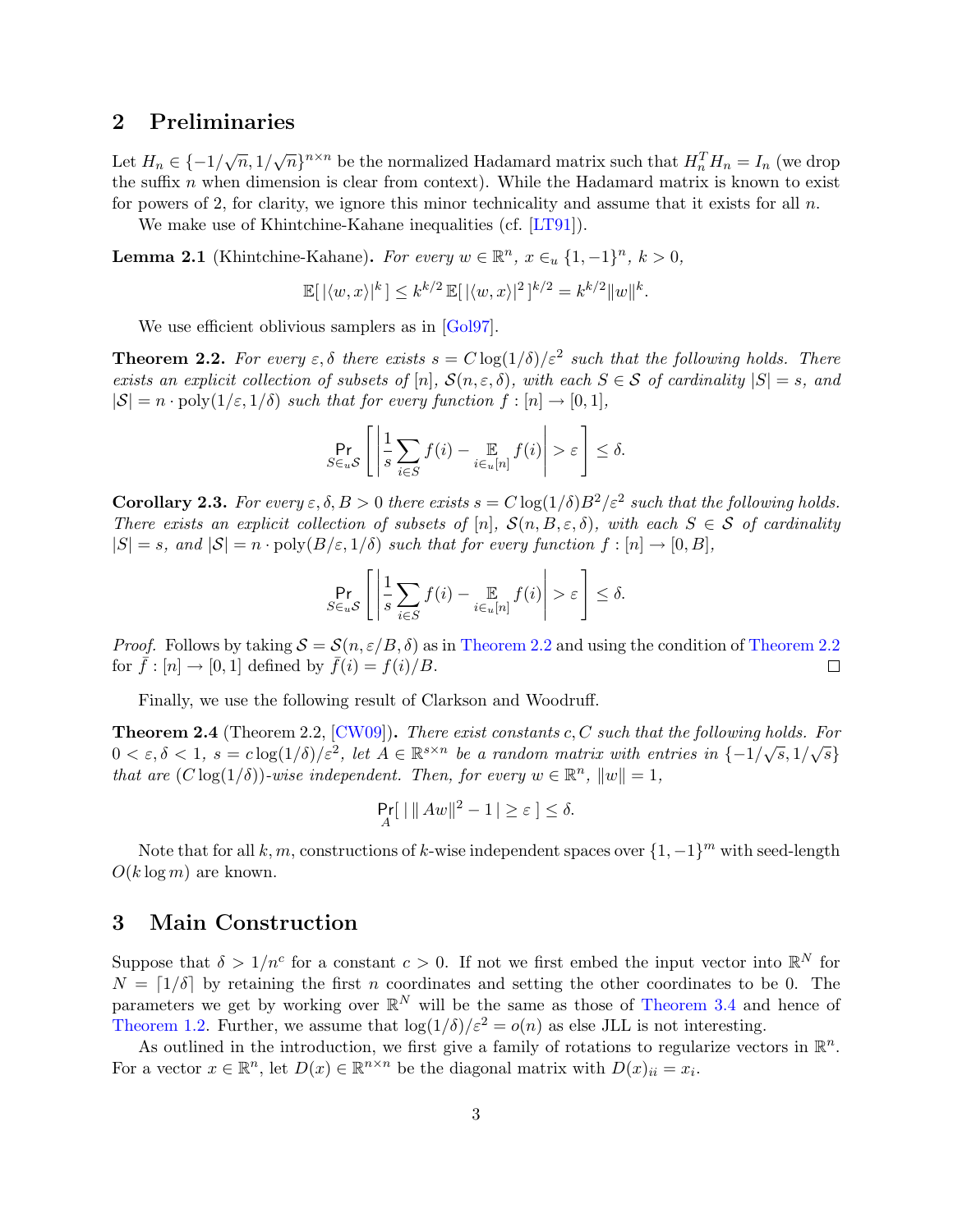## 2 Preliminaries

Let $H_n \in \{-1/\sqrt{n}, 1/\sqrt{n}\}^{n \times n}$ be the normalized Hadamard matrix such that $H_n^T H_n = I_n$ (we drop the suffix $n$ when dimension is clear from context). While the Hadamard matrix is known to exist for powers of 2, for clarity, we ignore this minor technicality and assume that it exists for all $n$.

We make use of Khintchine-Kahane inequalities (cf. [LT91]).

**Lemma 2.1** (Khintchine-Kahane). *For every $w \in \mathbb{R}^n$, $x \in_u \{1, -1\}^n$, $k > 0$,*

$$\mathbb{E}[\,|\langle w, x\rangle|^k\,] \leq k^{k/2}\,\mathbb{E}[\,|\langle w, x\rangle|^2\,]^{k/2} = k^{k/2}\|w\|^k.$$

We use efficient oblivious samplers as in [Gol97].

**Theorem 2.2.** *For every $\varepsilon, \delta$ there exists $s = C\log(1/\delta)/\varepsilon^2$ such that the following holds. There exists an explicit collection of subsets of $[n]$, $\mathcal{S}(n, \varepsilon, \delta)$, with each $S \in \mathcal{S}$ of cardinality $|S| = s$, and $|\mathcal{S}| = n \cdot \mathrm{poly}(1/\varepsilon, 1/\delta)$ such that for every function $f : [n] \to [0, 1]$,*

$$\Pr_{S \in_u \mathcal{S}}\left[\,\left|\frac{1}{s}\sum_{i \in S} f(i) - \mathop{\mathbb{E}}_{i \in_u [n]} f(i)\right| > \varepsilon\,\right] \leq \delta.$$

**Corollary 2.3.** *For every $\varepsilon, \delta, B > 0$ there exists $s = C\log(1/\delta)B^2/\varepsilon^2$ such that the following holds. There exists an explicit collection of subsets of $[n]$, $\mathcal{S}(n, B, \varepsilon, \delta)$, with each $S \in \mathcal{S}$ of cardinality $|S| = s$, and $|\mathcal{S}| = n \cdot \mathrm{poly}(B/\varepsilon, 1/\delta)$ such that for every function $f : [n] \to [0, B]$,*

$$\Pr_{S \in_u \mathcal{S}}\left[\,\left|\frac{1}{s}\sum_{i \in S} f(i) - \mathop{\mathbb{E}}_{i \in_u [n]} f(i)\right| > \varepsilon\,\right] \leq \delta.$$

*Proof.* Follows by taking $\mathcal{S} = \mathcal{S}(n, \varepsilon/B, \delta)$ as in Theorem 2.2 and using the condition of Theorem 2.2 for $\bar{f} : [n] \to [0, 1]$ defined by $\bar{f}(i) = f(i)/B$. $\square$

Finally, we use the following result of Clarkson and Woodruff.

**Theorem 2.4** (Theorem 2.2, [CW09]). *There exist constants $c, C$ such that the following holds. For $0 < \varepsilon, \delta < 1$, $s = c\log(1/\delta)/\varepsilon^2$, let $A \in \mathbb{R}^{s \times n}$ be a random matrix with entries in $\{-1/\sqrt{s}, 1/\sqrt{s}\}$ that are $(C\log(1/\delta))$-wise independent. Then, for every $w \in \mathbb{R}^n$, $\|w\| = 1$,*

$$\Pr_A[\,|\,\|Aw\|^2 - 1\,| \geq \varepsilon\,] \leq \delta.$$

Note that for all $k, m$, constructions of $k$-wise independent spaces over $\{1, -1\}^m$ with seed-length $O(k\log m)$ are known.

## 3 Main Construction

Suppose that $\delta > 1/n^c$ for a constant $c > 0$. If not we first embed the input vector into $\mathbb{R}^N$ for $N = \lceil 1/\delta \rceil$ by retaining the first $n$ coordinates and setting the other coordinates to be 0. The parameters we get by working over $\mathbb{R}^N$ will be the same as those of Theorem 3.4 and hence of Theorem 1.2. Further, we assume that $\log(1/\delta)/\varepsilon^2 = o(n)$ as else JLL is not interesting.

As outlined in the introduction, we first give a family of rotations to regularize vectors in $\mathbb{R}^n$. For a vector $x \in \mathbb{R}^n$, let $D(x) \in \mathbb{R}^{n \times n}$ be the diagonal matrix with $D(x)_{ii} = x_i$.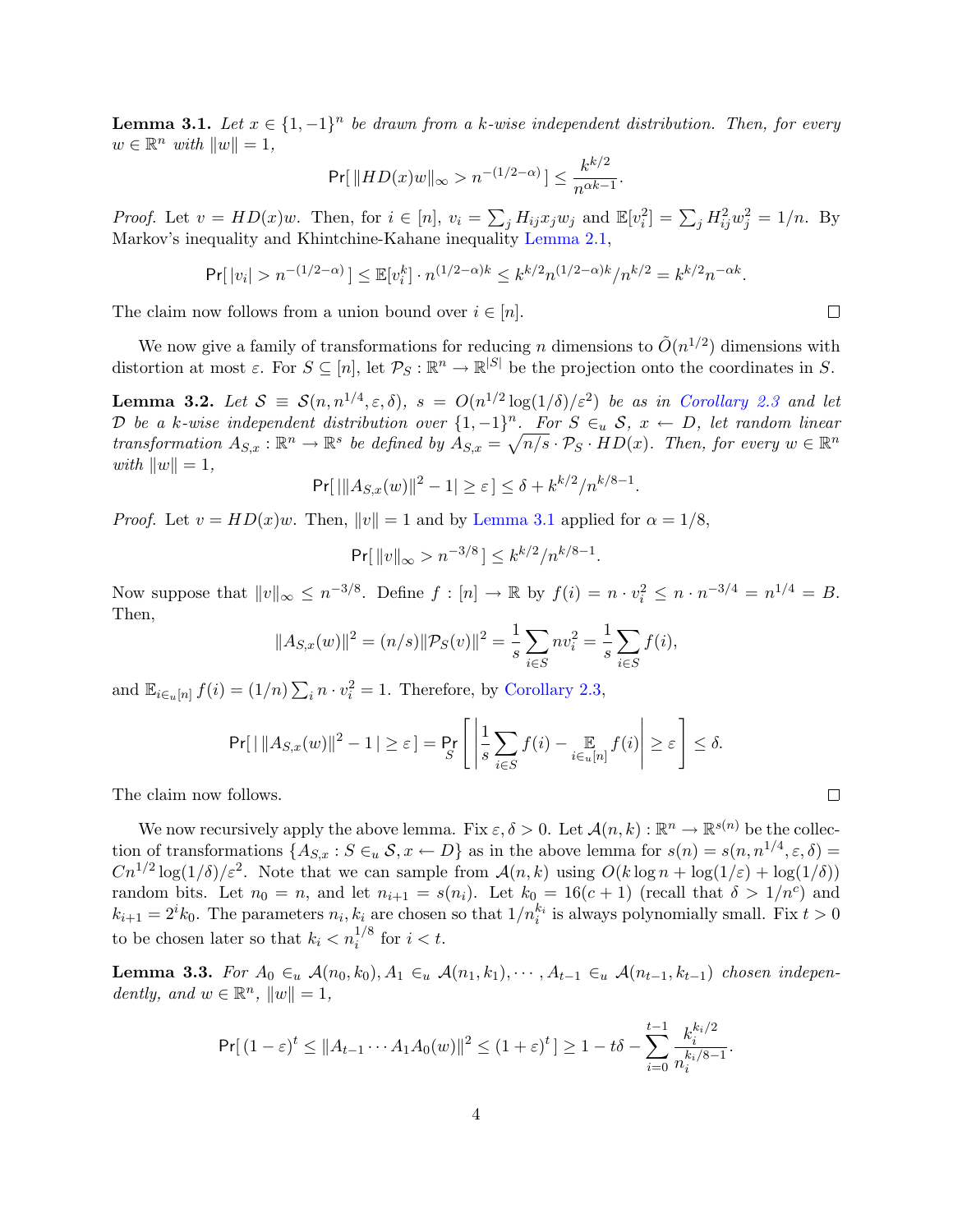**Lemma 3.1.** *Let $x \in \{1,-1\}^n$ be drawn from a $k$-wise independent distribution. Then, for every $w \in \mathbb{R}^n$ with $\|w\| = 1$,*

$$\Pr[\,\|HD(x)w\|_\infty > n^{-(1/2-\alpha)}\,] \le \frac{k^{k/2}}{n^{\alpha k - 1}}.$$

*Proof.* Let $v = HD(x)w$. Then, for $i \in [n]$, $v_i = \sum_j H_{ij} x_j w_j$ and $\mathbb{E}[v_i^2] = \sum_j H_{ij}^2 w_j^2 = 1/n$. By Markov's inequality and Khintchine-Kahane inequality Lemma 2.1,

$$\Pr[\,|v_i| > n^{-(1/2-\alpha)}\,] \le \mathbb{E}[v_i^k] \cdot n^{(1/2-\alpha)k} \le k^{k/2} n^{(1/2-\alpha)k}/n^{k/2} = k^{k/2} n^{-\alpha k}.$$

The claim now follows from a union bound over $i \in [n]$. ◻

We now give a family of transformations for reducing $n$ dimensions to $\tilde{O}(n^{1/2})$ dimensions with distortion at most $\varepsilon$. For $S \subseteq [n]$, let $\mathcal{P}_S : \mathbb{R}^n \to \mathbb{R}^{|S|}$ be the projection onto the coordinates in $S$.

**Lemma 3.2.** *Let $\mathcal{S} \equiv \mathcal{S}(n, n^{1/4}, \varepsilon, \delta)$, $s = O(n^{1/2}\log(1/\delta)/\varepsilon^2)$ be as in Corollary 2.3 and let $\mathcal{D}$ be a $k$-wise independent distribution over $\{1,-1\}^n$. For $S \in_u \mathcal{S}$, $x \leftarrow D$, let random linear transformation $A_{S,x} : \mathbb{R}^n \to \mathbb{R}^s$ be defined by $A_{S,x} = \sqrt{n/s} \cdot \mathcal{P}_S \cdot HD(x)$. Then, for every $w \in \mathbb{R}^n$ with $\|w\| = 1$,*

$$\Pr[\,|\|A_{S,x}(w)\|^2 - 1| \ge \varepsilon\,] \le \delta + k^{k/2}/n^{k/8-1}.$$

*Proof.* Let $v = HD(x)w$. Then, $\|v\| = 1$ and by Lemma 3.1 applied for $\alpha = 1/8$,

$$\Pr[\,\|v\|_\infty > n^{-3/8}\,] \le k^{k/2}/n^{k/8-1}.$$

Now suppose that $\|v\|_\infty \le n^{-3/8}$. Define $f : [n] \to \mathbb{R}$ by $f(i) = n \cdot v_i^2 \le n \cdot n^{-3/4} = n^{1/4} = B$. Then,

$$\|A_{S,x}(w)\|^2 = (n/s)\|\mathcal{P}_S(v)\|^2 = \frac{1}{s}\sum_{i \in S} n v_i^2 = \frac{1}{s}\sum_{i \in S} f(i),$$

and $\mathbb{E}_{i \in_u [n]} f(i) = (1/n)\sum_i n \cdot v_i^2 = 1$. Therefore, by Corollary 2.3,

$$\Pr[\,|\,\|A_{S,x}(w)\|^2 - 1\,| \ge \varepsilon\,] = \Pr_S\left[\,\left|\frac{1}{s}\sum_{i \in S} f(i) - \mathop{\mathbb{E}}_{i \in_u [n]} f(i)\right| \ge \varepsilon\,\right] \le \delta.$$

The claim now follows. ◻

We now recursively apply the above lemma. Fix $\varepsilon, \delta > 0$. Let $\mathcal{A}(n,k) : \mathbb{R}^n \to \mathbb{R}^{s(n)}$ be the collection of transformations $\{A_{S,x} : S \in_u \mathcal{S}, x \leftarrow D\}$ as in the above lemma for $s(n) = s(n, n^{1/4}, \varepsilon, \delta) = Cn^{1/2}\log(1/\delta)/\varepsilon^2$. Note that we can sample from $\mathcal{A}(n,k)$ using $O(k \log n + \log(1/\varepsilon) + \log(1/\delta))$ random bits. Let $n_0 = n$, and let $n_{i+1} = s(n_i)$. Let $k_0 = 16(c+1)$ (recall that $\delta > 1/n^c$) and $k_{i+1} = 2^i k_0$. The parameters $n_i, k_i$ are chosen so that $1/n_i^{k_i}$ is always polynomially small. Fix $t > 0$ to be chosen later so that $k_i < n_i^{1/8}$ for $i < t$.

**Lemma 3.3.** *For $A_0 \in_u \mathcal{A}(n_0, k_0), A_1 \in_u \mathcal{A}(n_1, k_1), \cdots, A_{t-1} \in_u \mathcal{A}(n_{t-1}, k_{t-1})$ chosen independently, and $w \in \mathbb{R}^n$, $\|w\| = 1$,*

$$\Pr[\,(1-\varepsilon)^t \le \|A_{t-1} \cdots A_1 A_0(w)\|^2 \le (1+\varepsilon)^t\,] \ge 1 - t\delta - \sum_{i=0}^{t-1} \frac{k_i^{k_i/2}}{n_i^{k_i/8-1}}.$$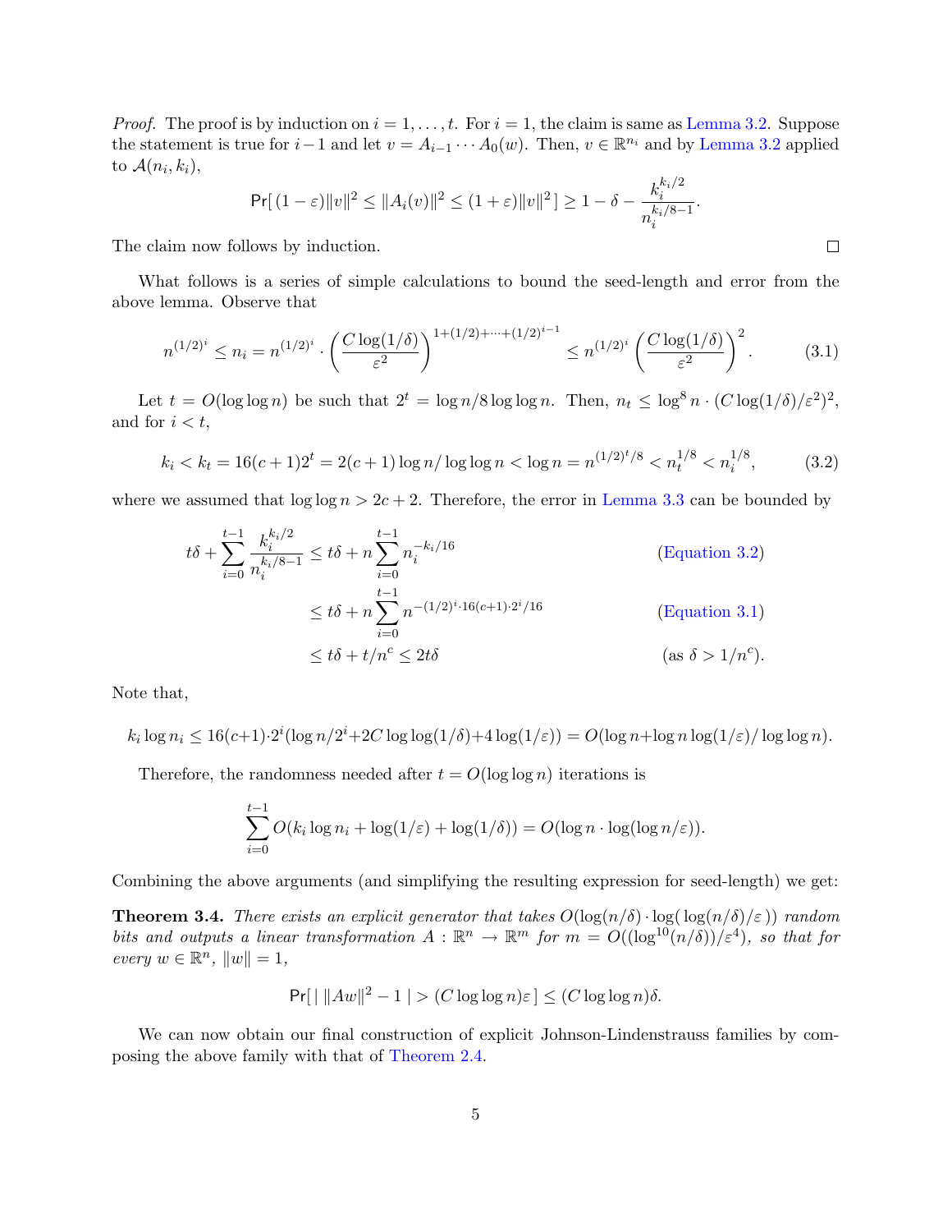*Proof.* The proof is by induction on $i = 1, \dots, t$. For $i = 1$, the claim is same as Lemma 3.2. Suppose the statement is true for $i-1$ and let $v = A_{i-1} \cdots A_0(w)$. Then, $v \in \mathbb{R}^{n_i}$ and by Lemma 3.2 applied to $\mathcal{A}(n_i, k_i)$,

$$\Pr[\,(1-\varepsilon)\|v\|^2 \leq \|A_i(v)\|^2 \leq (1+\varepsilon)\|v\|^2\,] \geq 1 - \delta - \frac{k_i^{k_i/2}}{n_i^{k_i/8-1}}.$$

The claim now follows by induction. $\square$

What follows is a series of simple calculations to bound the seed-length and error from the above lemma. Observe that

$$n^{(1/2)^i} \leq n_i = n^{(1/2)^i} \cdot \left(\frac{C\log(1/\delta)}{\varepsilon^2}\right)^{1+(1/2)+\cdots+(1/2)^{i-1}} \leq n^{(1/2)^i}\left(\frac{C\log(1/\delta)}{\varepsilon^2}\right)^2. \tag{3.1}$$

Let $t = O(\log\log n)$ be such that $2^t = \log n / 8\log\log n$. Then, $n_t \leq \log^8 n \cdot (C\log(1/\delta)/\varepsilon^2)^2$, and for $i < t$,

$$k_i < k_t = 16(c+1)2^t = 2(c+1)\log n/\log\log n < \log n = n^{(1/2)^t/8} < n_t^{1/8} < n_i^{1/8}, \tag{3.2}$$

where we assumed that $\log\log n > 2c+2$. Therefore, the error in Lemma 3.3 can be bounded by

$$\begin{aligned}
t\delta + \sum_{i=0}^{t-1} \frac{k_i^{k_i/2}}{n_i^{k_i/8-1}} &\leq t\delta + n\sum_{i=0}^{t-1} n_i^{-k_i/16} && \text{(Equation 3.2)}\\
&\leq t\delta + n\sum_{i=0}^{t-1} n^{-(1/2)^i \cdot 16(c+1)\cdot 2^i/16} && \text{(Equation 3.1)}\\
&\leq t\delta + t/n^c \leq 2t\delta && (\text{as } \delta > 1/n^c).
\end{aligned}$$

Note that,

$$k_i \log n_i \leq 16(c+1)\cdot 2^i(\log n/2^i + 2C\log\log(1/\delta) + 4\log(1/\varepsilon)) = O(\log n + \log n\log(1/\varepsilon)/\log\log n).$$

Therefore, the randomness needed after $t = O(\log\log n)$ iterations is

$$\sum_{i=0}^{t-1} O(k_i\log n_i + \log(1/\varepsilon) + \log(1/\delta)) = O(\log n \cdot \log(\log n/\varepsilon)).$$

Combining the above arguments (and simplifying the resulting expression for seed-length) we get:

**Theorem 3.4.** *There exists an explicit generator that takes $O(\log(n/\delta)\cdot\log(\,\log(n/\delta)/\varepsilon\,))$ random bits and outputs a linear transformation $A : \mathbb{R}^n \to \mathbb{R}^m$ for $m = O((\log^{10}(n/\delta))/\varepsilon^4)$, so that for every $w \in \mathbb{R}^n$, $\|w\| = 1$,*

$$\Pr[\,|\,\|Aw\|^2 - 1\,| > (C\log\log n)\varepsilon\,] \leq (C\log\log n)\delta.$$

We can now obtain our final construction of explicit Johnson-Lindenstrauss families by composing the above family with that of Theorem 2.4.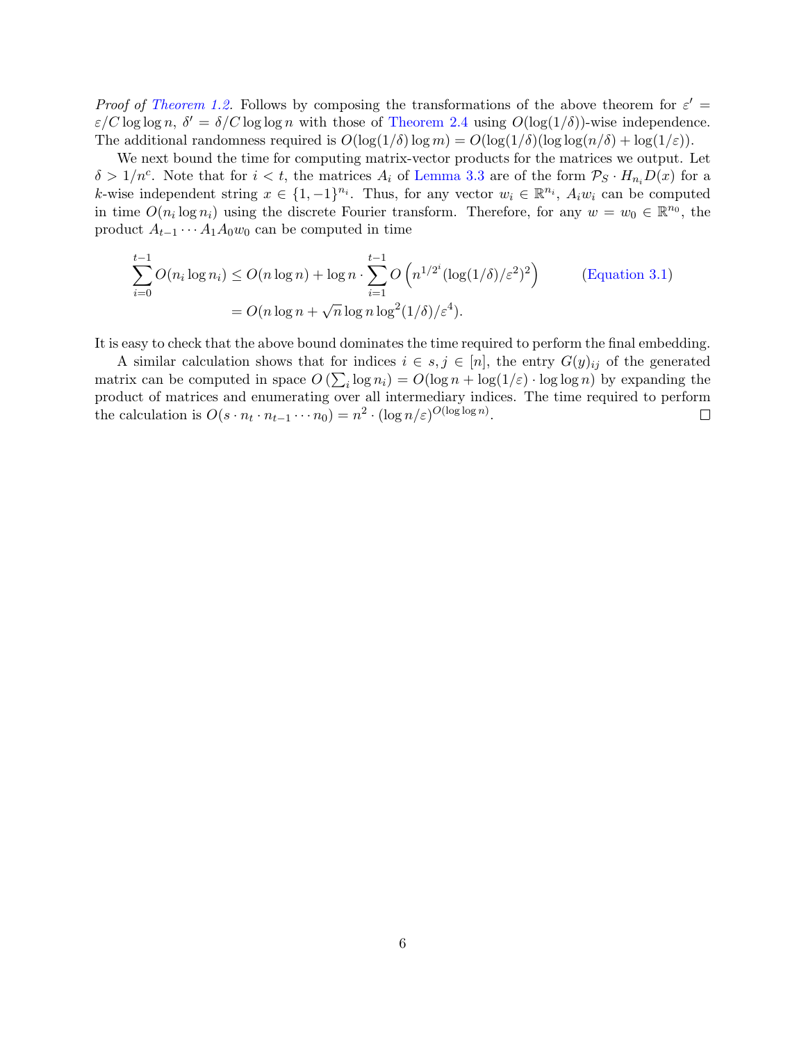*Proof of Theorem 1.2.* Follows by composing the transformations of the above theorem for $\varepsilon' = \varepsilon/C \log\log n$, $\delta' = \delta/C \log\log n$ with those of Theorem 2.4 using $O(\log(1/\delta))$-wise independence. The additional randomness required is $O(\log(1/\delta)\log m) = O(\log(1/\delta)(\log\log(n/\delta) + \log(1/\varepsilon))$.

We next bound the time for computing matrix-vector products for the matrices we output. Let $\delta > 1/n^c$. Note that for $i < t$, the matrices $A_i$ of Lemma 3.3 are of the form $\mathcal{P}_S \cdot H_{n_i} D(x)$ for a $k$-wise independent string $x \in \{1,-1\}^{n_i}$. Thus, for any vector $w_i \in \mathbb{R}^{n_i}$, $A_i w_i$ can be computed in time $O(n_i \log n_i)$ using the discrete Fourier transform. Therefore, for any $w = w_0 \in \mathbb{R}^{n_0}$, the product $A_{t-1} \cdots A_1 A_0 w_0$ can be computed in time

$$
\begin{aligned}
\sum_{i=0}^{t-1} O(n_i \log n_i) &\leq O(n \log n) + \log n \cdot \sum_{i=1}^{t-1} O\left(n^{1/2^i} (\log(1/\delta)/\varepsilon^2)^2\right) \qquad \text{(Equation 3.1)}\\
&= O(n \log n + \sqrt{n} \log n \log^2(1/\delta)/\varepsilon^4).
\end{aligned}
$$

It is easy to check that the above bound dominates the time required to perform the final embedding.

A similar calculation shows that for indices $i \in s, j \in [n]$, the entry $G(y)_{ij}$ of the generated matrix can be computed in space $O\left(\sum_i \log n_i\right) = O(\log n + \log(1/\varepsilon) \cdot \log\log n)$ by expanding the product of matrices and enumerating over all intermediary indices. The time required to perform the calculation is $O(s \cdot n_t \cdot n_{t-1} \cdots n_0) = n^2 \cdot (\log n/\varepsilon)^{O(\log\log n)}$. □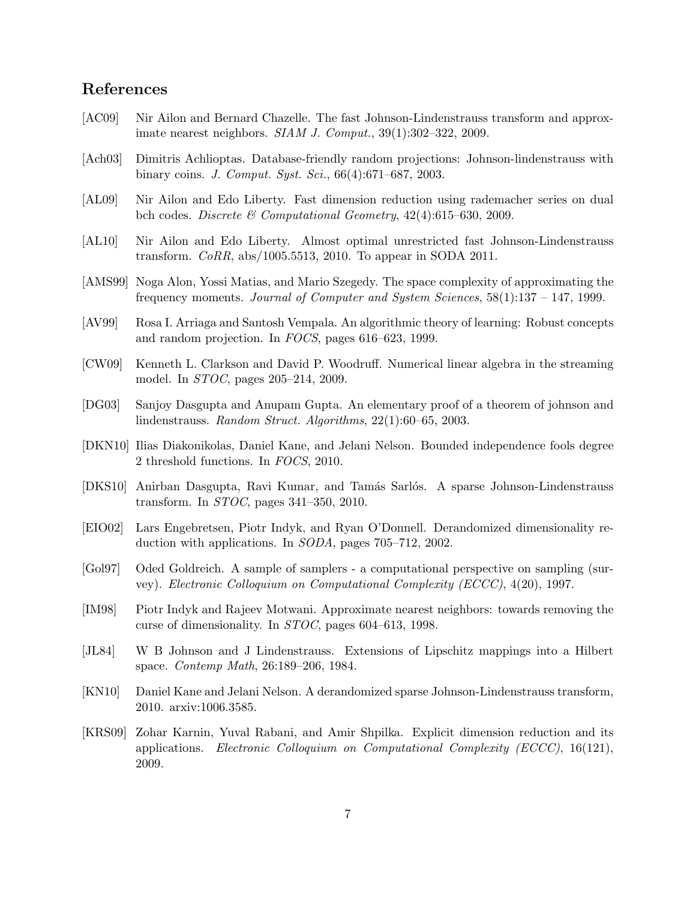## References

[AC09] Nir Ailon and Bernard Chazelle. The fast Johnson-Lindenstrauss transform and approximate nearest neighbors. *SIAM J. Comput.*, 39(1):302–322, 2009.

[Ach03] Dimitris Achlioptas. Database-friendly random projections: Johnson-lindenstrauss with binary coins. *J. Comput. Syst. Sci.*, 66(4):671–687, 2003.

[AL09] Nir Ailon and Edo Liberty. Fast dimension reduction using rademacher series on dual bch codes. *Discrete & Computational Geometry*, 42(4):615–630, 2009.

[AL10] Nir Ailon and Edo Liberty. Almost optimal unrestricted fast Johnson-Lindenstrauss transform. *CoRR*, abs/1005.5513, 2010. To appear in SODA 2011.

[AMS99] Noga Alon, Yossi Matias, and Mario Szegedy. The space complexity of approximating the frequency moments. *Journal of Computer and System Sciences*, 58(1):137 – 147, 1999.

[AV99] Rosa I. Arriaga and Santosh Vempala. An algorithmic theory of learning: Robust concepts and random projection. In *FOCS*, pages 616–623, 1999.

[CW09] Kenneth L. Clarkson and David P. Woodruff. Numerical linear algebra in the streaming model. In *STOC*, pages 205–214, 2009.

[DG03] Sanjoy Dasgupta and Anupam Gupta. An elementary proof of a theorem of johnson and lindenstrauss. *Random Struct. Algorithms*, 22(1):60–65, 2003.

[DKN10] Ilias Diakonikolas, Daniel Kane, and Jelani Nelson. Bounded independence fools degree 2 threshold functions. In *FOCS*, 2010.

[DKS10] Anirban Dasgupta, Ravi Kumar, and Tamás Sarlós. A sparse Johnson-Lindenstrauss transform. In *STOC*, pages 341–350, 2010.

[EIO02] Lars Engebretsen, Piotr Indyk, and Ryan O'Donnell. Derandomized dimensionality reduction with applications. In *SODA*, pages 705–712, 2002.

[Gol97] Oded Goldreich. A sample of samplers - a computational perspective on sampling (survey). *Electronic Colloquium on Computational Complexity (ECCC)*, 4(20), 1997.

[IM98] Piotr Indyk and Rajeev Motwani. Approximate nearest neighbors: towards removing the curse of dimensionality. In *STOC*, pages 604–613, 1998.

[JL84] W B Johnson and J Lindenstrauss. Extensions of Lipschitz mappings into a Hilbert space. *Contemp Math*, 26:189–206, 1984.

[KN10] Daniel Kane and Jelani Nelson. A derandomized sparse Johnson-Lindenstrauss transform, 2010. arxiv:1006.3585.

[KRS09] Zohar Karnin, Yuval Rabani, and Amir Shpilka. Explicit dimension reduction and its applications. *Electronic Colloquium on Computational Complexity (ECCC)*, 16(121), 2009.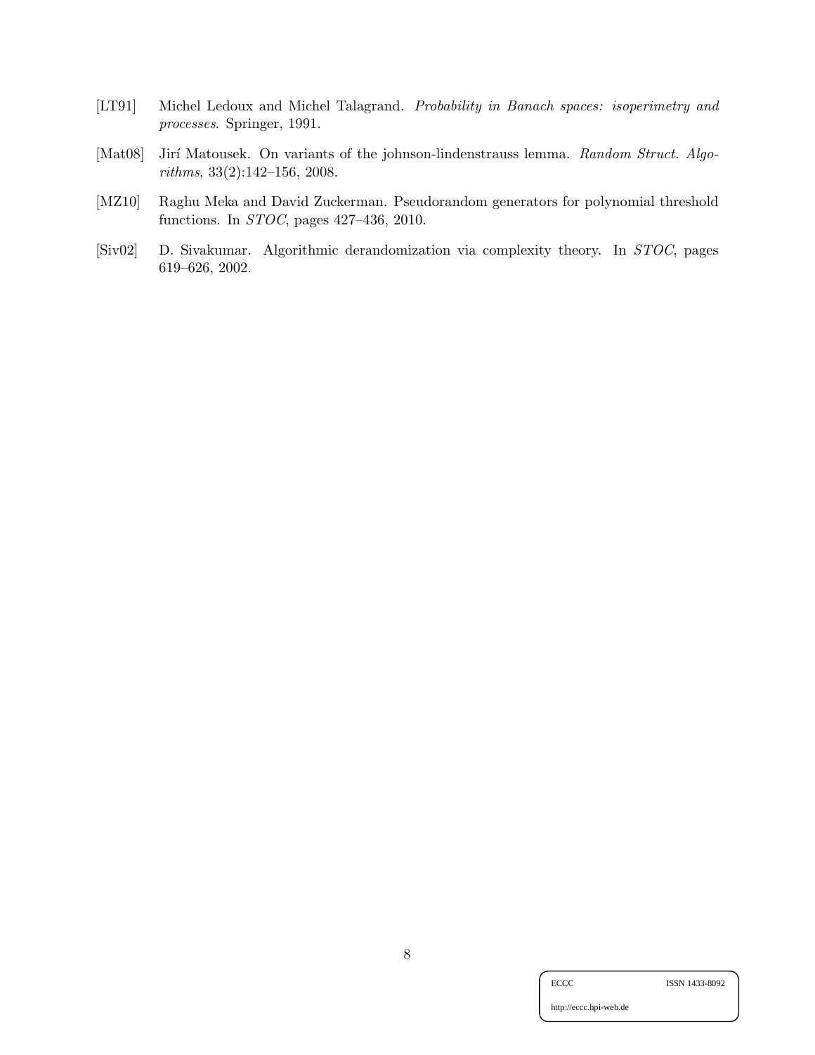[LT91] Michel Ledoux and Michel Talagrand. *Probability in Banach spaces: isoperimetry and processes*. Springer, 1991.

[Mat08] Jirí Matousek. On variants of the johnson-lindenstrauss lemma. *Random Struct. Algorithms*, 33(2):142–156, 2008.

[MZ10] Raghu Meka and David Zuckerman. Pseudorandom generators for polynomial threshold functions. In *STOC*, pages 427–436, 2010.

[Siv02] D. Sivakumar. Algorithmic derandomization via complexity theory. In *STOC*, pages 619–626, 2002.